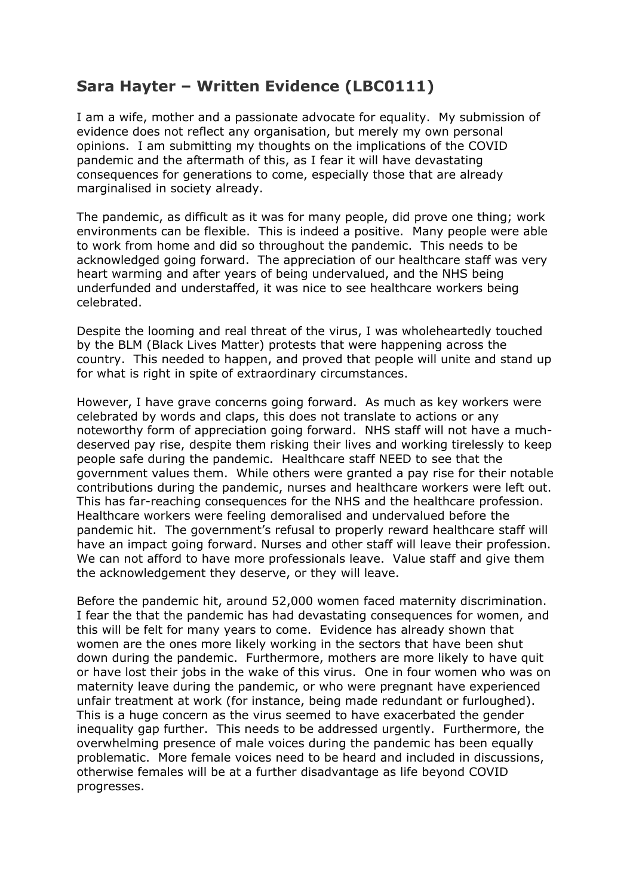## Sara Hayter – Written Evidence (LBC0111)

I am a wife, mother and a passionate advocate for equality. My submission of evidence does not reflect any organisation, but merely my own personal opinions. I am submitting my thoughts on the implications of the COVID pandemic and the aftermath of this, as I fear it will have devastating consequences for generations to come, especially those that are already marginalised in society already.

The pandemic, as difficult as it was for many people, did prove one thing; work environments can be flexible. This is indeed a positive. Many people were able to work from home and did so throughout the pandemic. This needs to be acknowledged going forward. The appreciation of our healthcare staff was very heart warming and after years of being undervalued, and the NHS being underfunded and understaffed, it was nice to see healthcare workers being celebrated.

Despite the looming and real threat of the virus, I was wholeheartedly touched by the BLM (Black Lives Matter) protests that were happening across the country. This needed to happen, and proved that people will unite and stand up for what is right in spite of extraordinary circumstances.

However, I have grave concerns going forward. As much as key workers were celebrated by words and claps, this does not translate to actions or any noteworthy form of appreciation going forward. NHS staff will not have a much-deserved pay rise, despite them risking their lives and working tirelessly to keep people safe during the pandemic. Healthcare staff NEED to see that the government values them. While others were granted a pay rise for their notable contributions during the pandemic, nurses and healthcare workers were left out. This has far-reaching consequences for the NHS and the healthcare profession. Healthcare workers were feeling demoralised and undervalued before the pandemic hit. The government's refusal to properly reward healthcare staff will have an impact going forward. Nurses and other staff will leave their profession. We can not afford to have more professionals leave. Value staff and give them the acknowledgement they deserve, or they will leave.

Before the pandemic hit, around 52,000 women faced maternity discrimination. I fear the that the pandemic has had devastating consequences for women, and this will be felt for many years to come. Evidence has already shown that women are the ones more likely working in the sectors that have been shut down during the pandemic. Furthermore, mothers are more likely to have quit or have lost their jobs in the wake of this virus. One in four women who was on maternity leave during the pandemic, or who were pregnant have experienced unfair treatment at work (for instance, being made redundant or furloughed). This is a huge concern as the virus seemed to have exacerbated the gender inequality gap further. This needs to be addressed urgently. Furthermore, the overwhelming presence of male voices during the pandemic has been equally problematic. More female voices need to be heard and included in discussions, otherwise females will be at a further disadvantage as life beyond COVID progresses.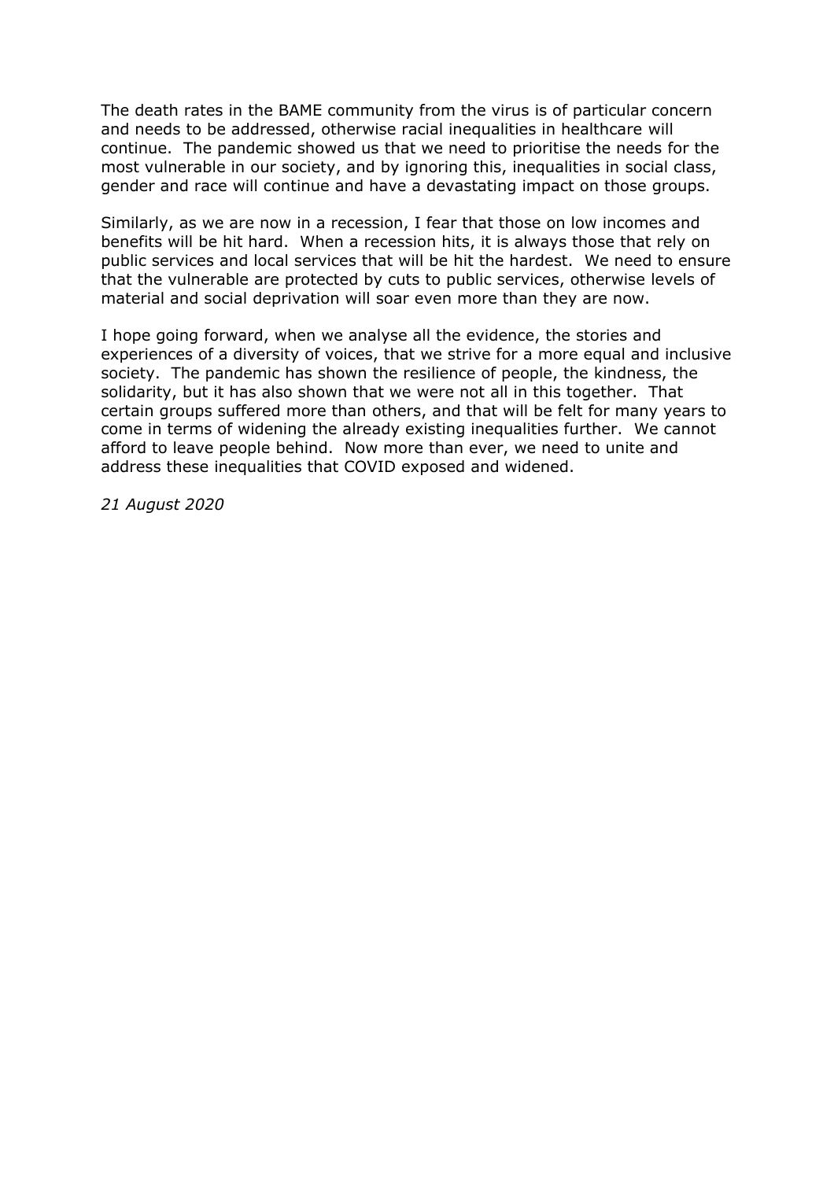The death rates in the BAME community from the virus is of particular concern and needs to be addressed, otherwise racial inequalities in healthcare will continue. The pandemic showed us that we need to prioritise the needs for the most vulnerable in our society, and by ignoring this, inequalities in social class, gender and race will continue and have a devastating impact on those groups.

Similarly, as we are now in a recession, I fear that those on low incomes and benefits will be hit hard. When a recession hits, it is always those that rely on public services and local services that will be hit the hardest. We need to ensure that the vulnerable are protected by cuts to public services, otherwise levels of material and social deprivation will soar even more than they are now.

I hope going forward, when we analyse all the evidence, the stories and experiences of a diversity of voices, that we strive for a more equal and inclusive society. The pandemic has shown the resilience of people, the kindness, the solidarity, but it has also shown that we were not all in this together. That certain groups suffered more than others, and that will be felt for many years to come in terms of widening the already existing inequalities further. We cannot afford to leave people behind. Now more than ever, we need to unite and address these inequalities that COVID exposed and widened.

*21 August 2020*